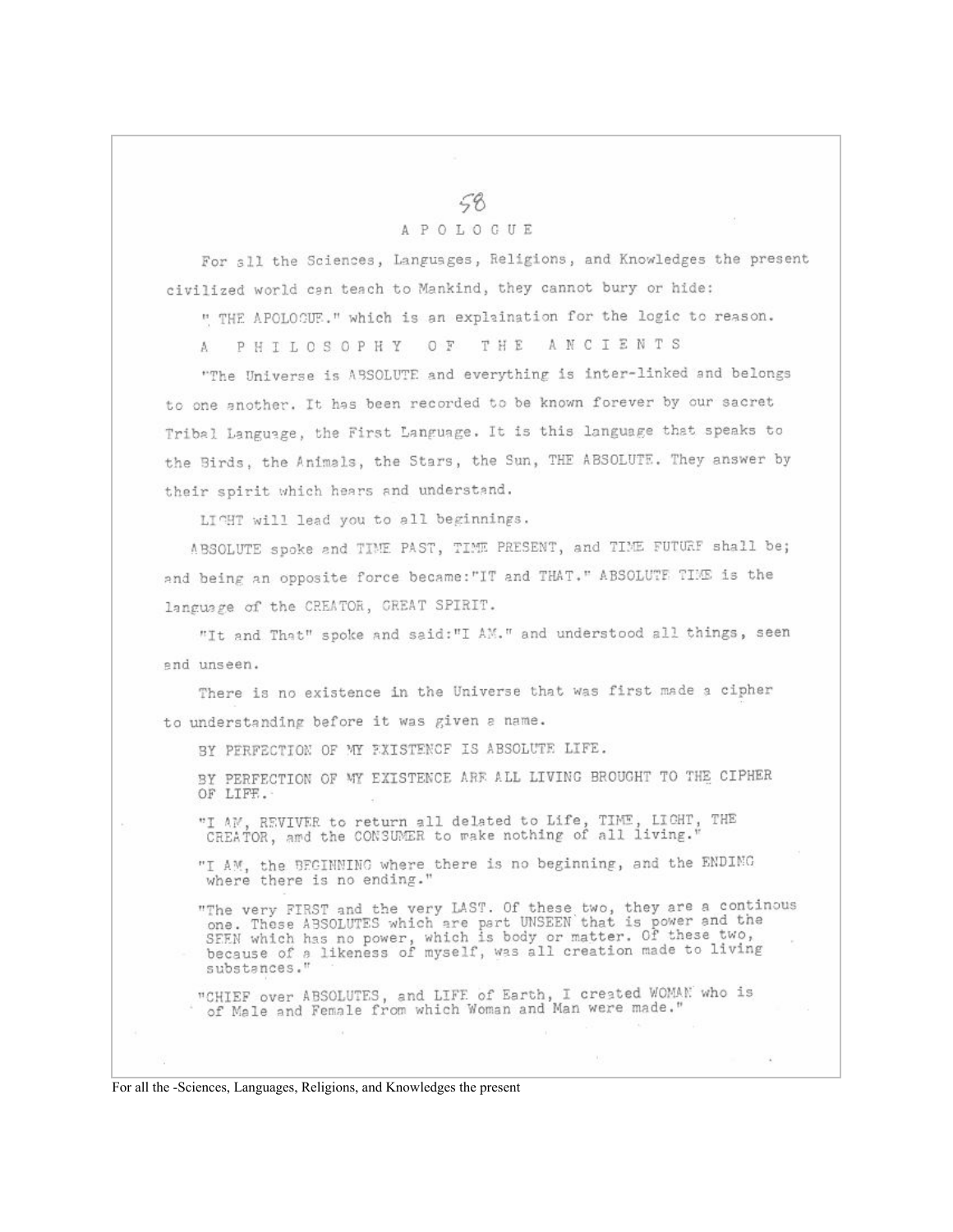# APOLOGUE

For all the Sciences, Languages, Religions, and Knowledges the present civilized world can teach to Mankind, they cannot bury or hide:

" THE APOLOGUE." which is an explaination for the logic to reason.

## A PHILOSOPHY OF THE ANCIENTS

"The Universe is ABSOLUTE and everything is inter-linked and belongs to one another. It has been recorded to be known forever by our sacret Tribal Language, the First Language. It is this language that speaks to the Birds, the Animals, the Stars, the Sun, THE ABSOLUTE. They answer by their spirit which hears and understand.

LIGHT will lead you to all beginnings.

ABSOLUTE spoke and TIME PAST, TIME PRESENT, and TIME FUTURE shall be; and being an opposite force became:"IT and THAT." ABSOLUTE TIME is the language of the CREATOR, GREAT SPIRIT.

"It and That" spoke and said:"I AM." and understood all things, seen and unseen.

There is no existence in the Universe that was first made a cipher to understanding before it was given a name.

BY PERFECTION OF MY EXISTENCE IS ABSOLUTE LIFE.

BY PERFECTION OF MY EXISTENCE ARE ALL LIVING BROUGHT TO THE CIPHER OF LIFE.

"I AM, REVIVER to return all delated to Life, TIME, LIGHT, THE CREATOR, amd the CONSUMER to make nothing of all living."

"I AM, the BEGINNING where there is no beginning, and the ENDING where there is no ending."

"The very FIRST and the very LAST. Of these two, they are a continous one. These ABSOLUTES which are part UNSEEN that is power and the SEEN which has no power, which is body or matter. Of these two, because of a likeness of myself, was all creation made to living substances."

"CHIEF over ABSOLUTES, and LIFE of Earth, I created WOMAN who is of Male and Female from which Woman and Man were made."

For all the -Sciences, Languages, Religions, and Knowledges the present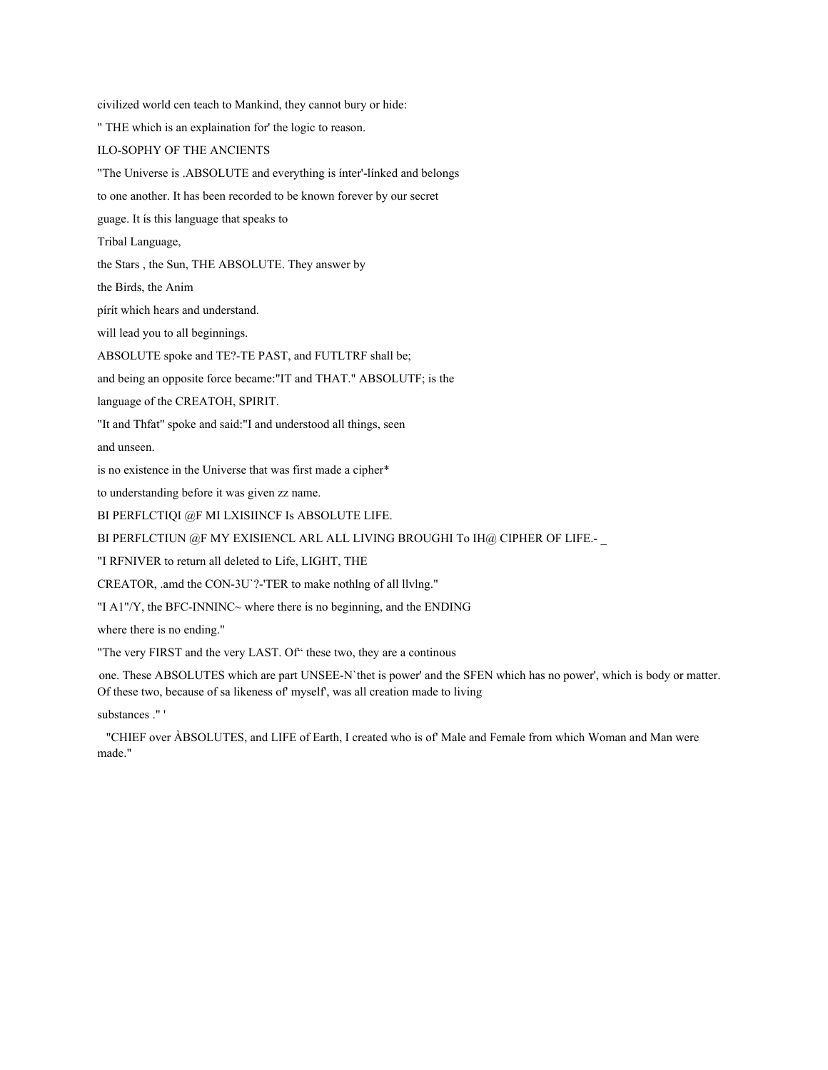civilized world cen teach to Mankind, they cannot bury or hide:

" THE which is an explaination for' the logic to reason.

ILO-SOPHY OF THE ANCIENTS

"The Universe is .ABSOLUTE and everything is ínter'-línked and belongs

to one another. It has been recorded to be known forever by our secret

guage. It ís this language that speaks to

Tribal Language,

the Stars , the Sun, THE ABSOLUTE. They answer by

the Birds, the Anim

pírít which hears and understand.

will lead you to all beginnings.

ABSOLUTE spoke and TE?-TE PAST, and FUTLTRF shall be;

and being an opposite force became:"IT and THAT." ABSOLUTF; is the

language of the CREATOH, SPIRIT.

"It and Thfat" spoke and said:"I and understood all things, seen

and unseen.

is no existence in the Universe that was first made a cipher*

to understanding before it was given zz name.

BI PERFLCTIQI @F MI LXISIINCF Is ABSOLUTE LIFE.

BI PERFLCTIUN @F MY EXISIENCL ARL ALL LIVING BROUGHI To IH@ CIPHER OF LIFE.- _

"I RFNIVER to return all deleted to Life, LIGHT, THE

CREATOR, .amd the CON-3U`?-'TER to make nothlng of all llvlng."

"I A1"/Y, the BFC-INNINC~ where there is no beginning, and the ENDING

where there is no ending."

"The very FIRST and the very LAST. Of" these two, they are a continous

one. These ABSOLUTES which are part UNSEE-N`thet is power' and the SFEN which has no power', which is body or matter. Of these two, because of sa likeness of' myself', was all creation made to living

substances ." '

"CHIEF over ÀBSOLUTES, and LIFE of Earth, I created who is of' Male and Female from which Woman and Man were made."